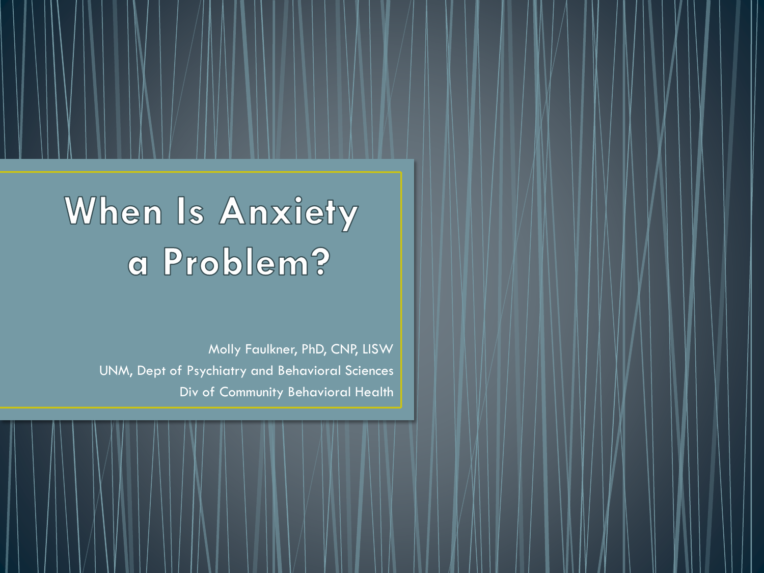# When Is Anxiety a Problem?

Molly Faulkner, PhD, CNP, LISW

UNM, Dept of Psychiatry and Behavioral Sciences

Div of Community Behavioral Health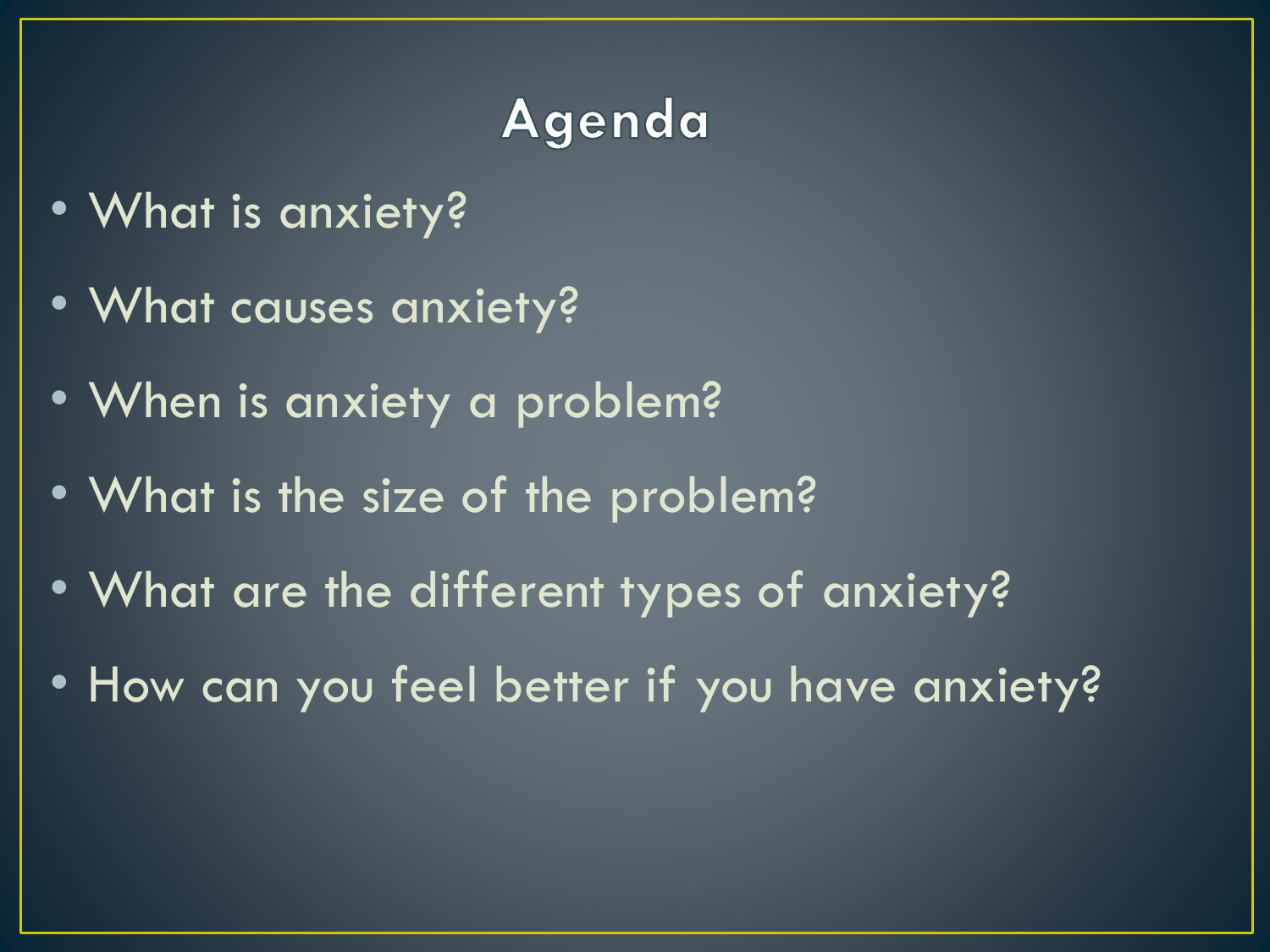# Agenda

- What is anxiety?
- What causes anxiety?
- When is anxiety a problem?
- What is the size of the problem?
- What are the different types of anxiety?
- How can you feel better if you have anxiety?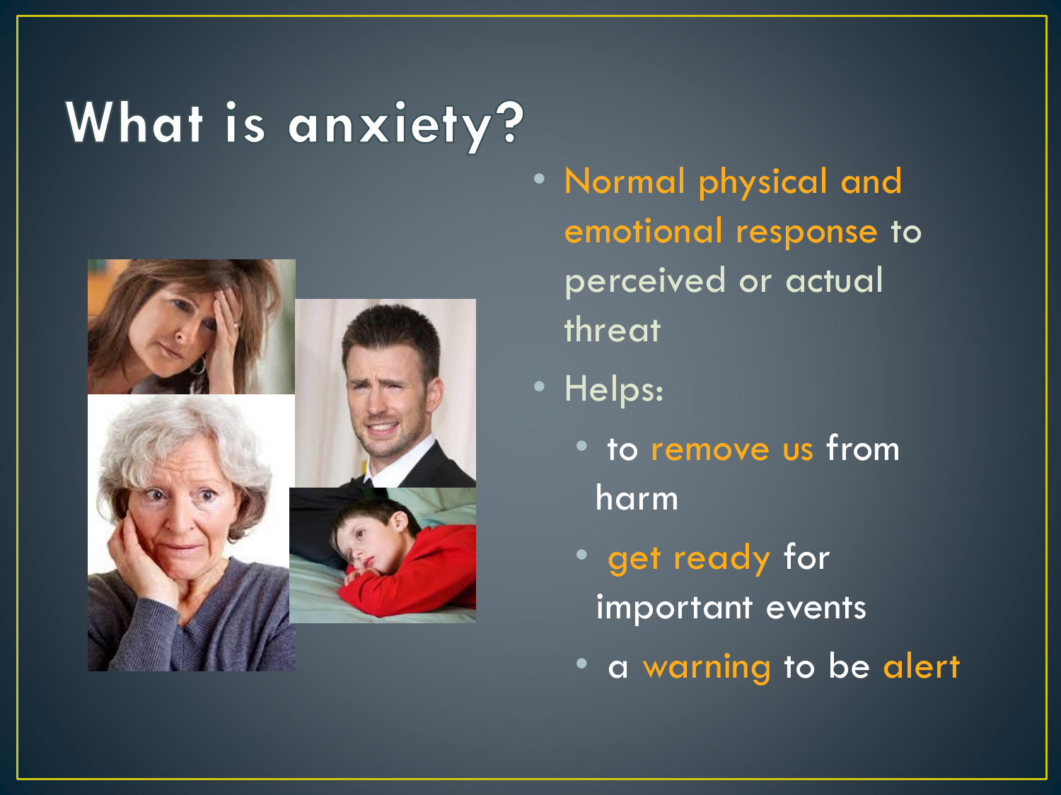# What is anxiety?

- Normal physical and emotional response to perceived or actual threat
- Helps:
  - to remove us from harm
  - get ready for important events
  - a warning to be alert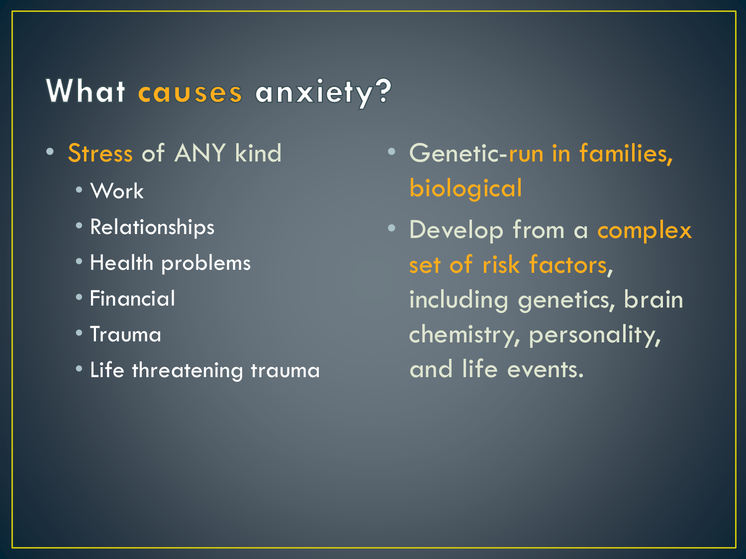# What causes anxiety?

- Stress of ANY kind
  - Work
  - Relationships
  - Health problems
  - Financial
  - Trauma
  - Life threatening trauma
- Genetic-run in families, biological
- Develop from a complex set of risk factors, including genetics, brain chemistry, personality, and life events.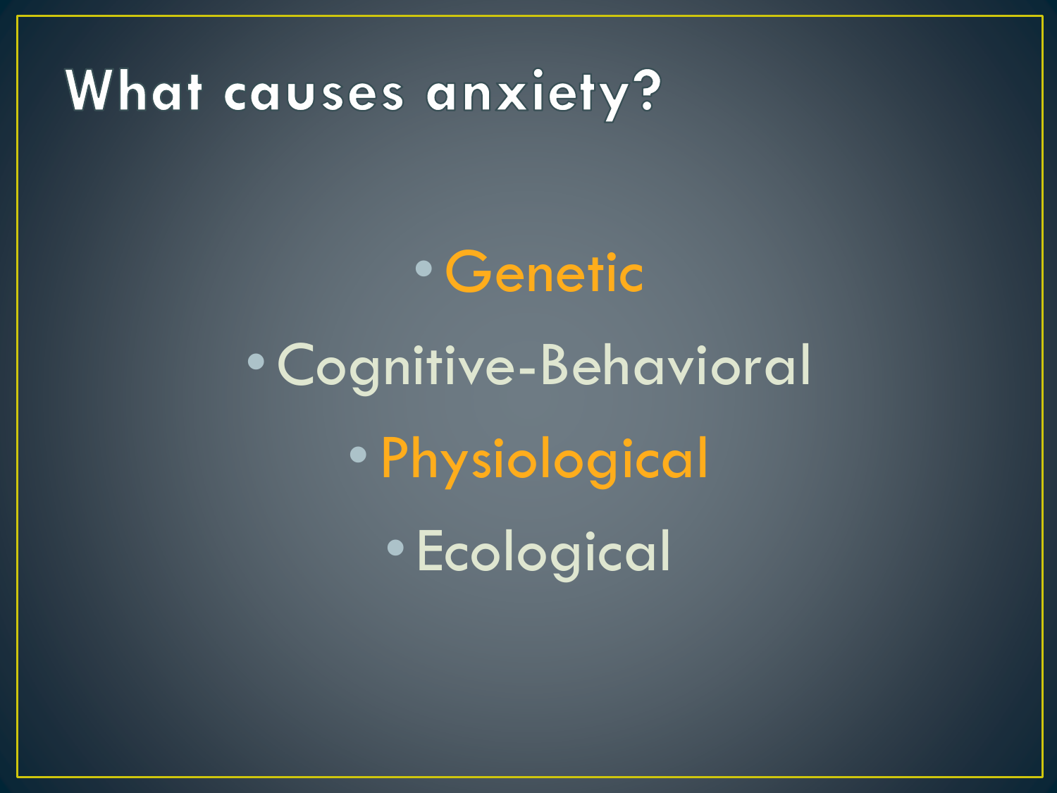# What causes anxiety?

- Genetic
- Cognitive-Behavioral
- Physiological
- Ecological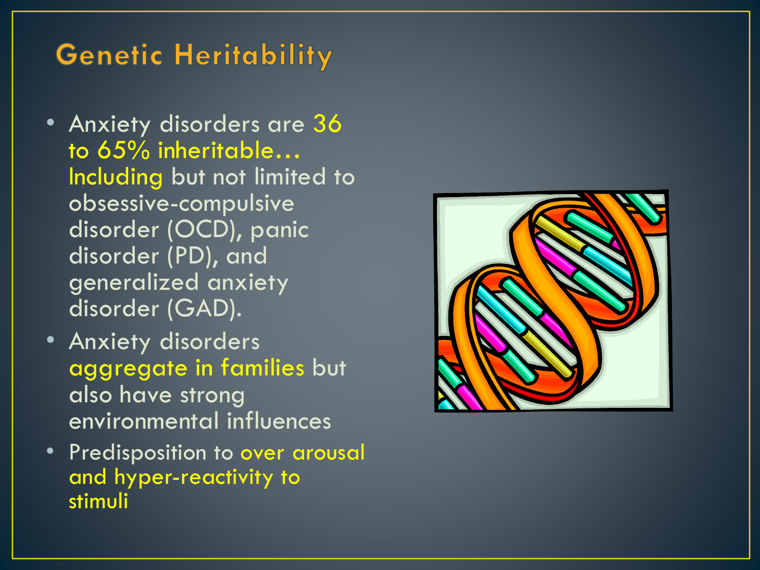# Genetic Heritability

- Anxiety disorders are 36 to 65% inheritable… Including but not limited to obsessive-compulsive disorder (OCD), panic disorder (PD), and generalized anxiety disorder (GAD).
- Anxiety disorders aggregate in families but also have strong environmental influences
- Predisposition to over arousal and hyper-reactivity to stimuli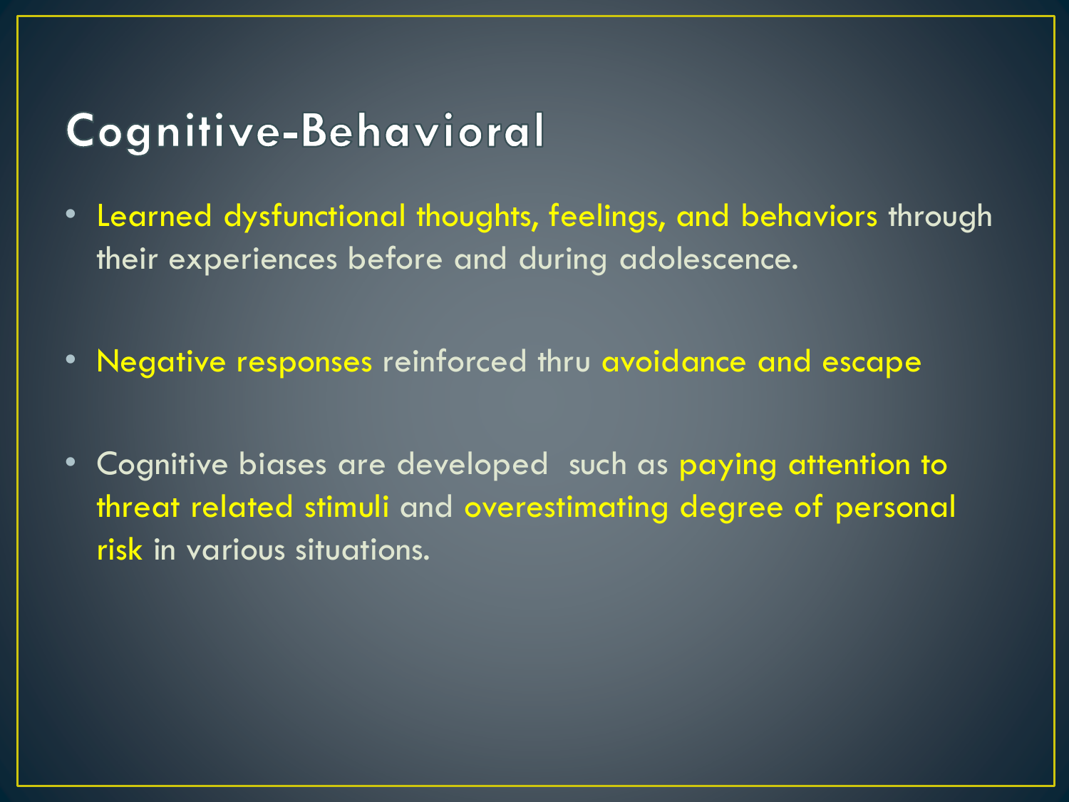# Cognitive-Behavioral

- Learned dysfunctional thoughts, feelings, and behaviors through their experiences before and during adolescence.

- Negative responses reinforced thru avoidance and escape

- Cognitive biases are developed such as paying attention to threat related stimuli and overestimating degree of personal risk in various situations.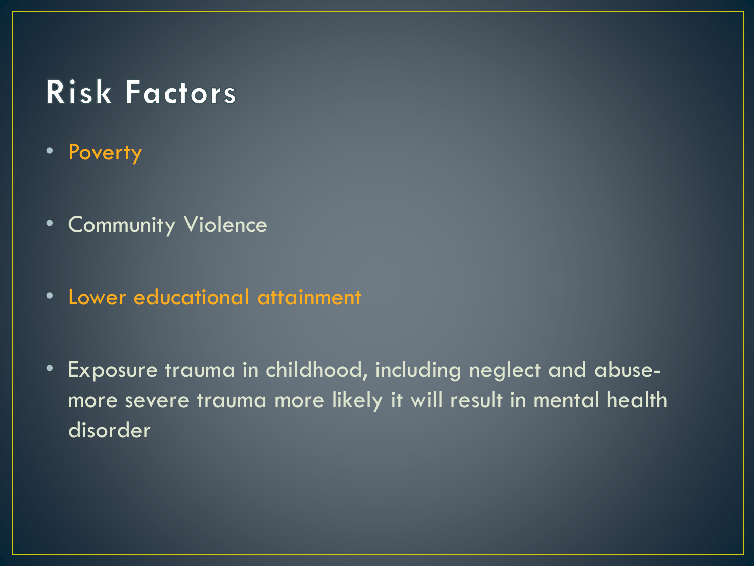# Risk Factors

- Poverty
- Community Violence
- Lower educational attainment
- Exposure trauma in childhood, including neglect and abuse- more severe trauma more likely it will result in mental health disorder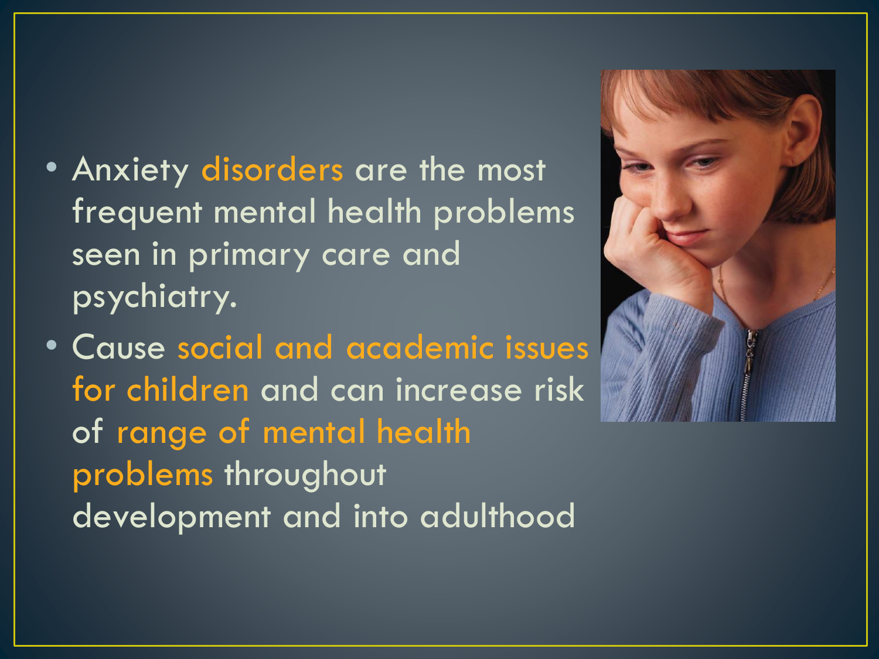- Anxiety disorders are the most frequent mental health problems seen in primary care and psychiatry.
- Cause social and academic issues for children and can increase risk of range of mental health problems throughout development and into adulthood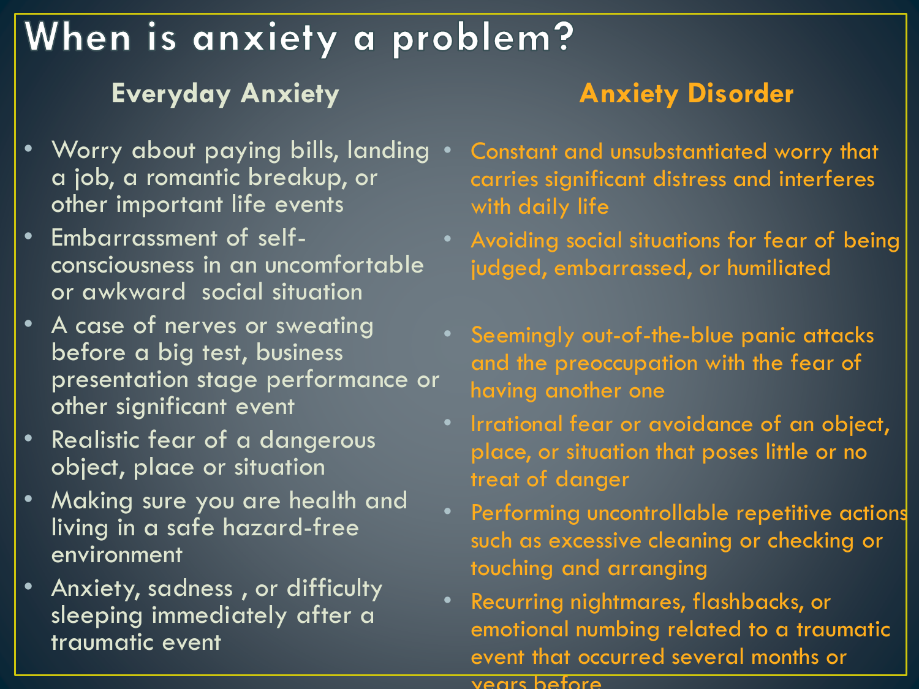# When is anxiety a problem?

## Everyday Anxiety

- Worry about paying bills, landing a job, a romantic breakup, or other important life events
- Embarrassment of self-consciousness in an uncomfortable or awkward social situation
- A case of nerves or sweating before a big test, business presentation stage performance or other significant event
- Realistic fear of a dangerous object, place or situation
- Making sure you are health and living in a safe hazard-free environment
- Anxiety, sadness , or difficulty sleeping immediately after a traumatic event

## Anxiety Disorder

- Constant and unsubstantiated worry that carries significant distress and interferes with daily life
- Avoiding social situations for fear of being judged, embarrassed, or humiliated
- Seemingly out-of-the-blue panic attacks and the preoccupation with the fear of having another one
- Irrational fear or avoidance of an object, place, or situation that poses little or no treat of danger
- Performing uncontrollable repetitive actions such as excessive cleaning or checking or touching and arranging
- Recurring nightmares, flashbacks, or emotional numbing related to a traumatic event that occurred several months or years before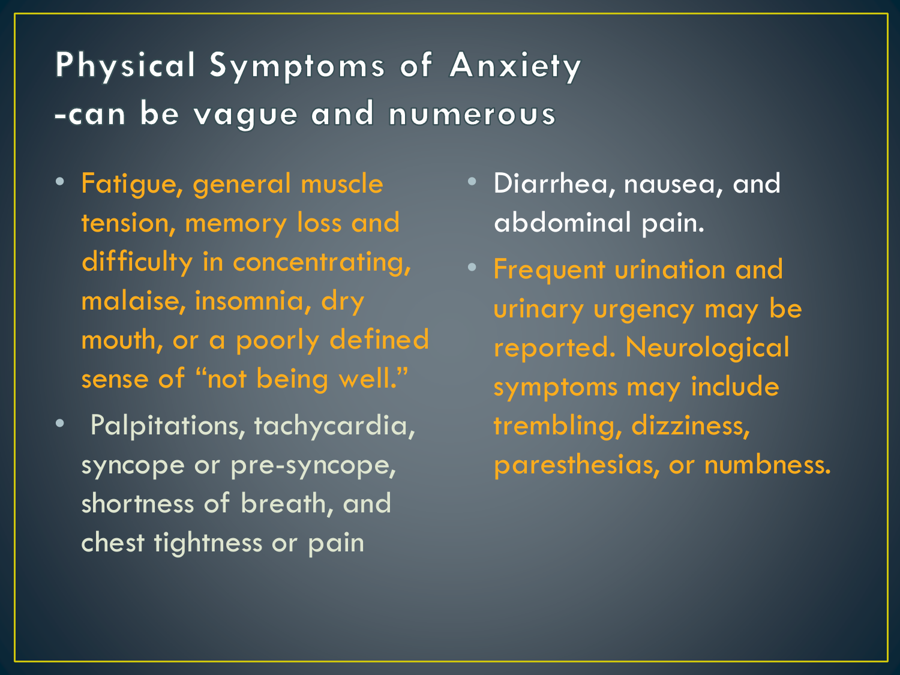# Physical Symptoms of Anxiety
## -can be vague and numerous

- Fatigue, general muscle tension, memory loss and difficulty in concentrating, malaise, insomnia, dry mouth, or a poorly defined sense of "not being well."
- Palpitations, tachycardia, syncope or pre-syncope, shortness of breath, and chest tightness or pain
- Diarrhea, nausea, and abdominal pain.
- Frequent urination and urinary urgency may be reported. Neurological symptoms may include trembling, dizziness, paresthesias, or numbness.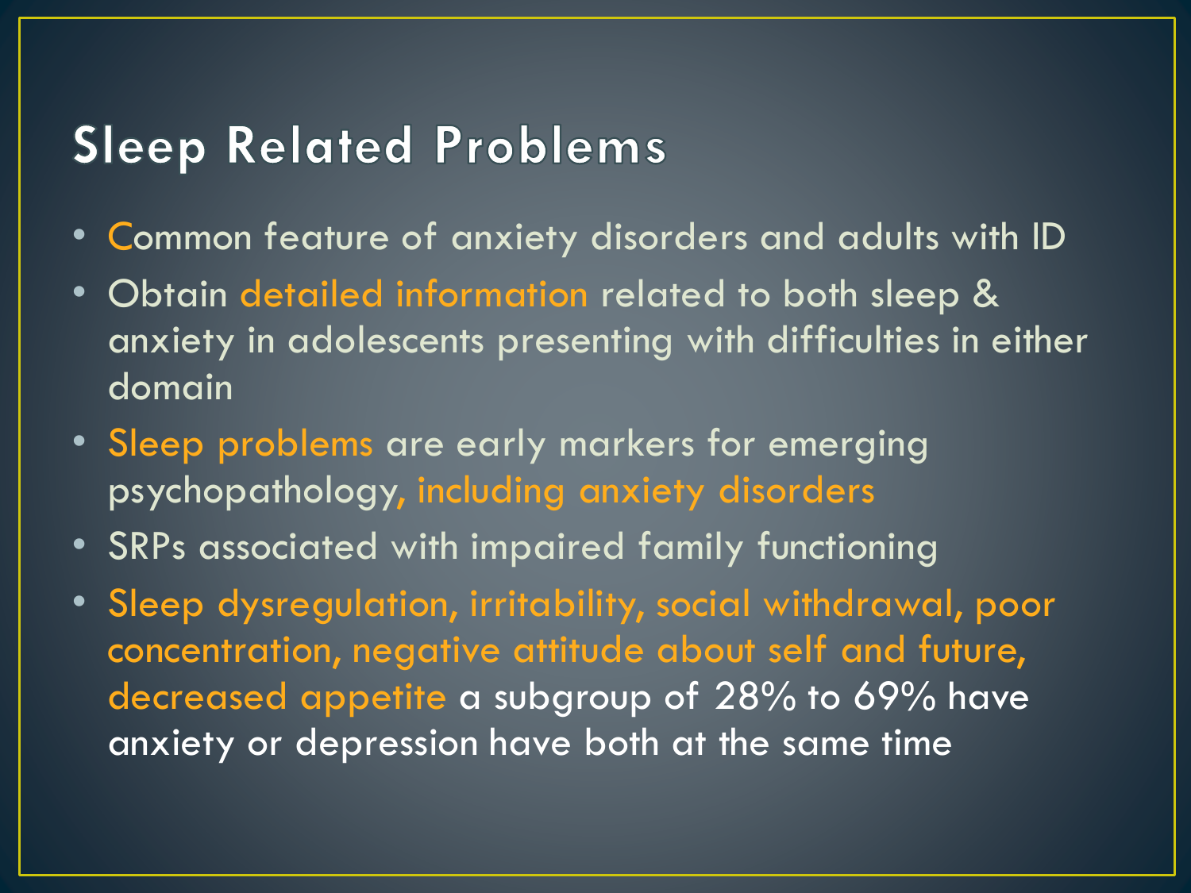# Sleep Related Problems

- Common feature of anxiety disorders and adults with ID
- Obtain detailed information related to both sleep & anxiety in adolescents presenting with difficulties in either domain
- Sleep problems are early markers for emerging psychopathology, including anxiety disorders
- SRPs associated with impaired family functioning
- Sleep dysregulation, irritability, social withdrawal, poor concentration, negative attitude about self and future, decreased appetite a subgroup of 28% to 69% have anxiety or depression have both at the same time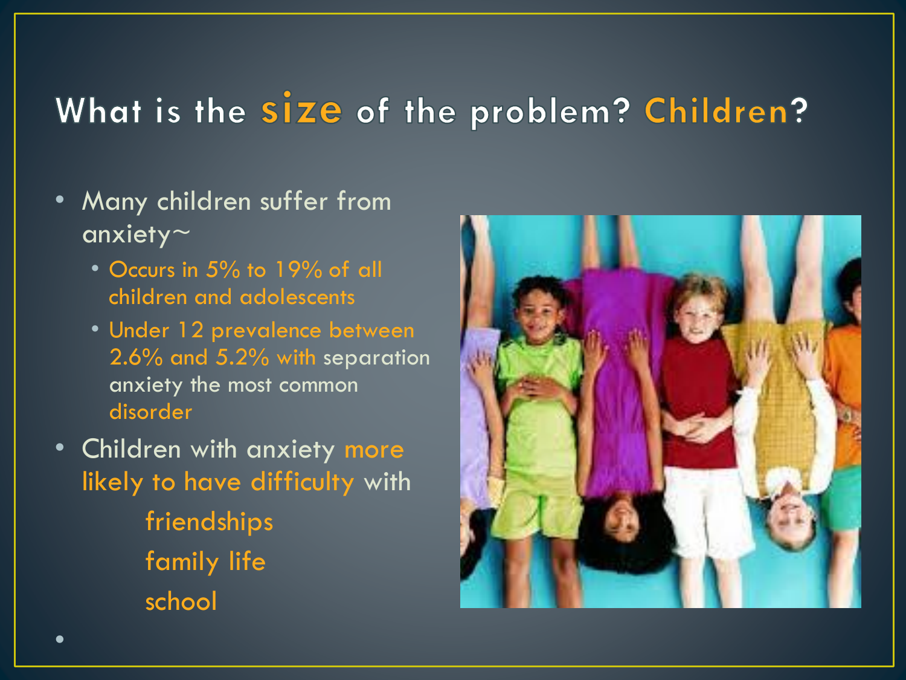# What is the size of the problem? Children?

- Many children suffer from anxiety~
  - Occurs in 5% to 19% of all children and adolescents
  - Under 12 prevalence between 2.6% and 5.2% with separation anxiety the most common disorder
- Children with anxiety more likely to have difficulty with
  - friendships
  - family life
  - school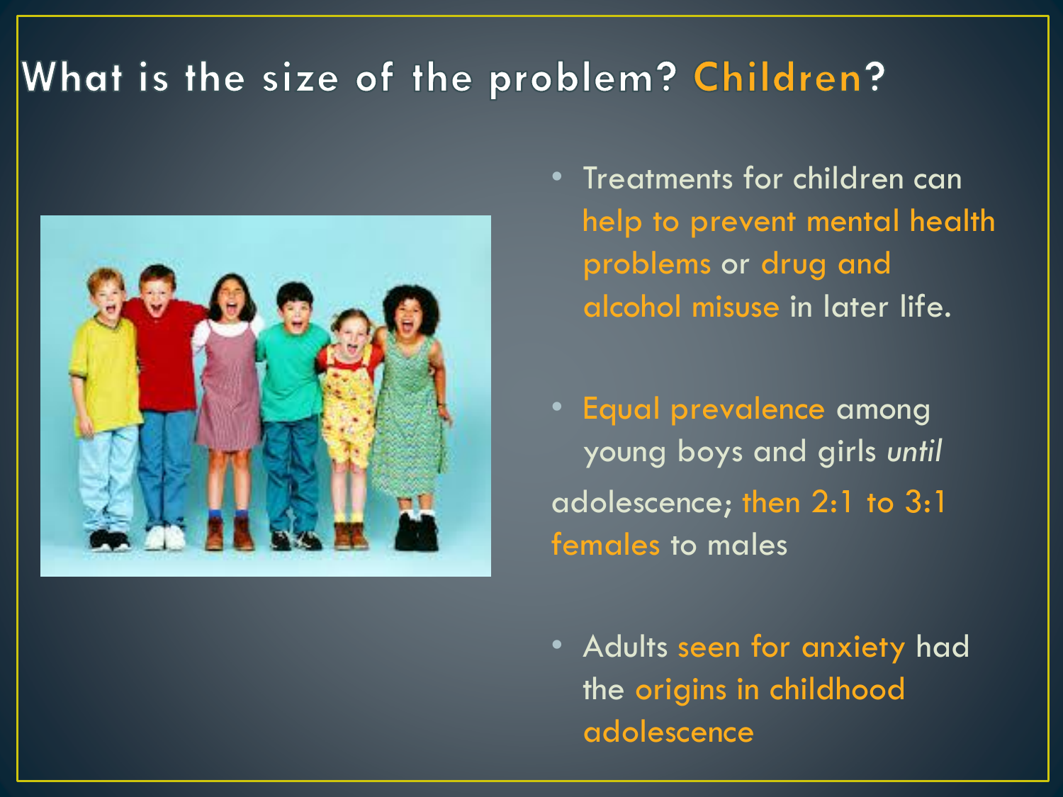# What is the size of the problem? Children?

- Treatments for children can help to prevent mental health problems or drug and alcohol misuse in later life.
- Equal prevalence among young boys and girls *until* adolescence; then 2:1 to 3:1 females to males
- Adults seen for anxiety had the origins in childhood adolescence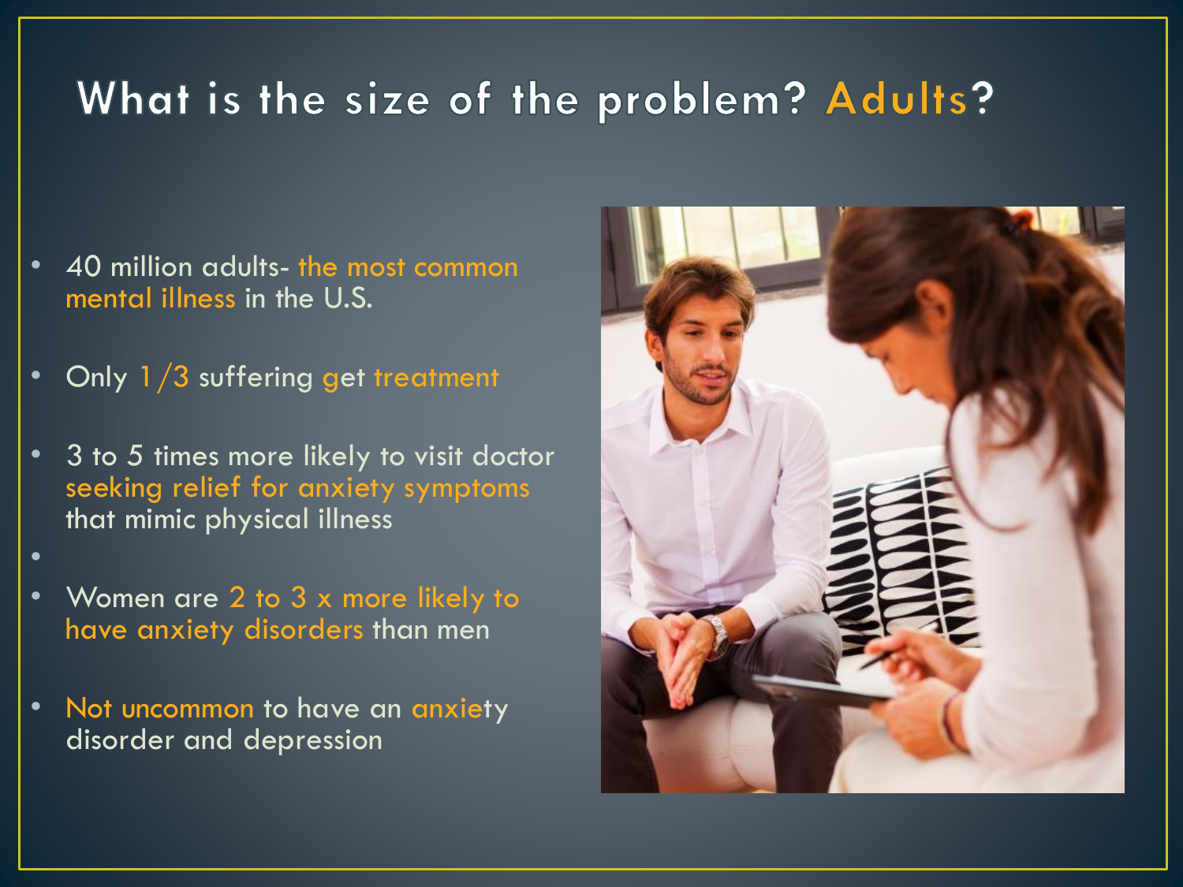# What is the size of the problem? Adults?

- 40 million adults- the most common mental illness in the U.S.
- Only 1/3 suffering get treatment
- 3 to 5 times more likely to visit doctor seeking relief for anxiety symptoms that mimic physical illness
- Women are 2 to 3 x more likely to have anxiety disorders than men
- Not uncommon to have an anxiety disorder and depression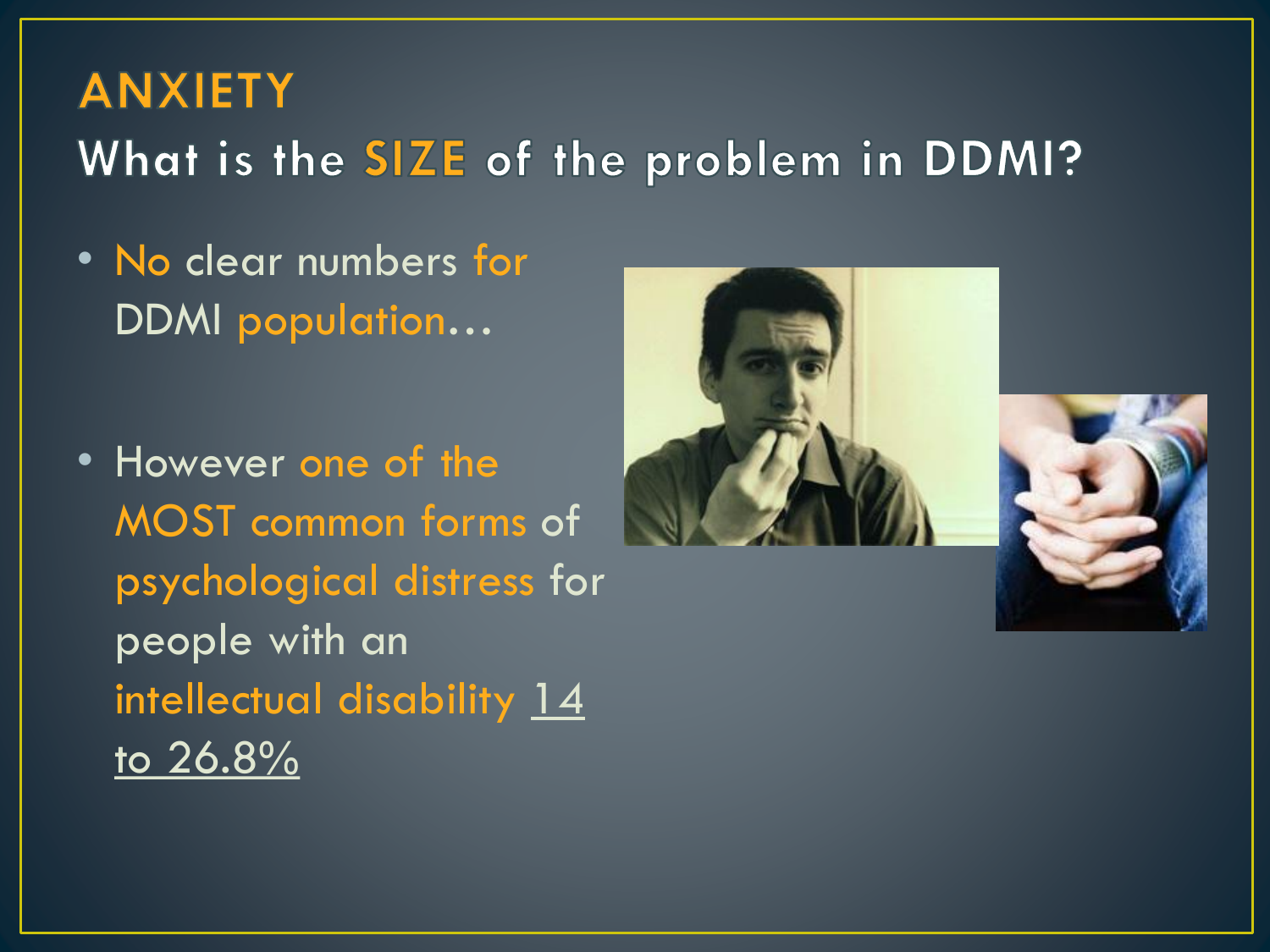# ANXIETY

## What is the SIZE of the problem in DDMI?

- No clear numbers for DDMI population…
- However one of the MOST common forms of psychological distress for people with an intellectual disability 14 to 26.8%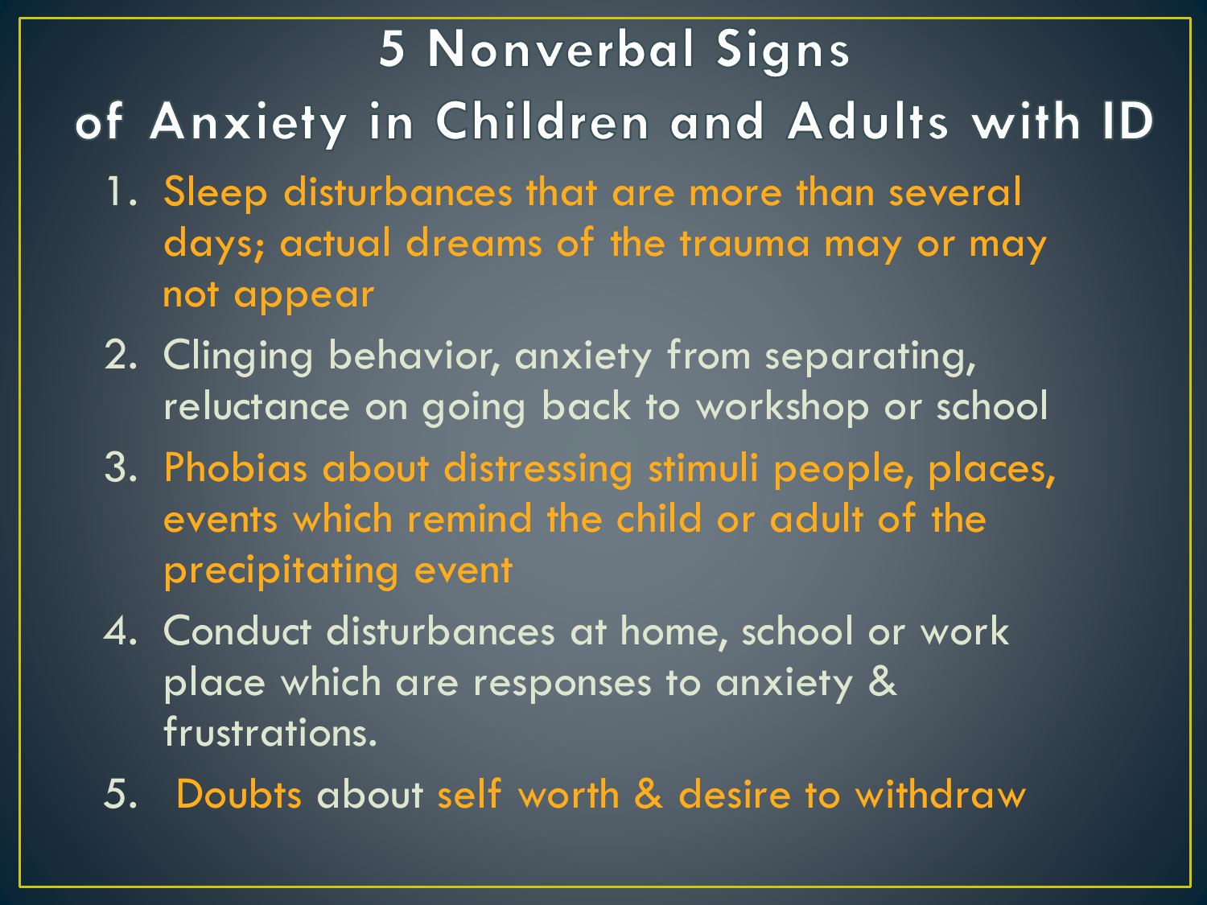# 5 Nonverbal Signs of Anxiety in Children and Adults with ID

1. Sleep disturbances that are more than several days; actual dreams of the trauma may or may not appear
2. Clinging behavior, anxiety from separating, reluctance on going back to workshop or school
3. Phobias about distressing stimuli people, places, events which remind the child or adult of the precipitating event
4. Conduct disturbances at home, school or work place which are responses to anxiety & frustrations.
5. Doubts about self worth & desire to withdraw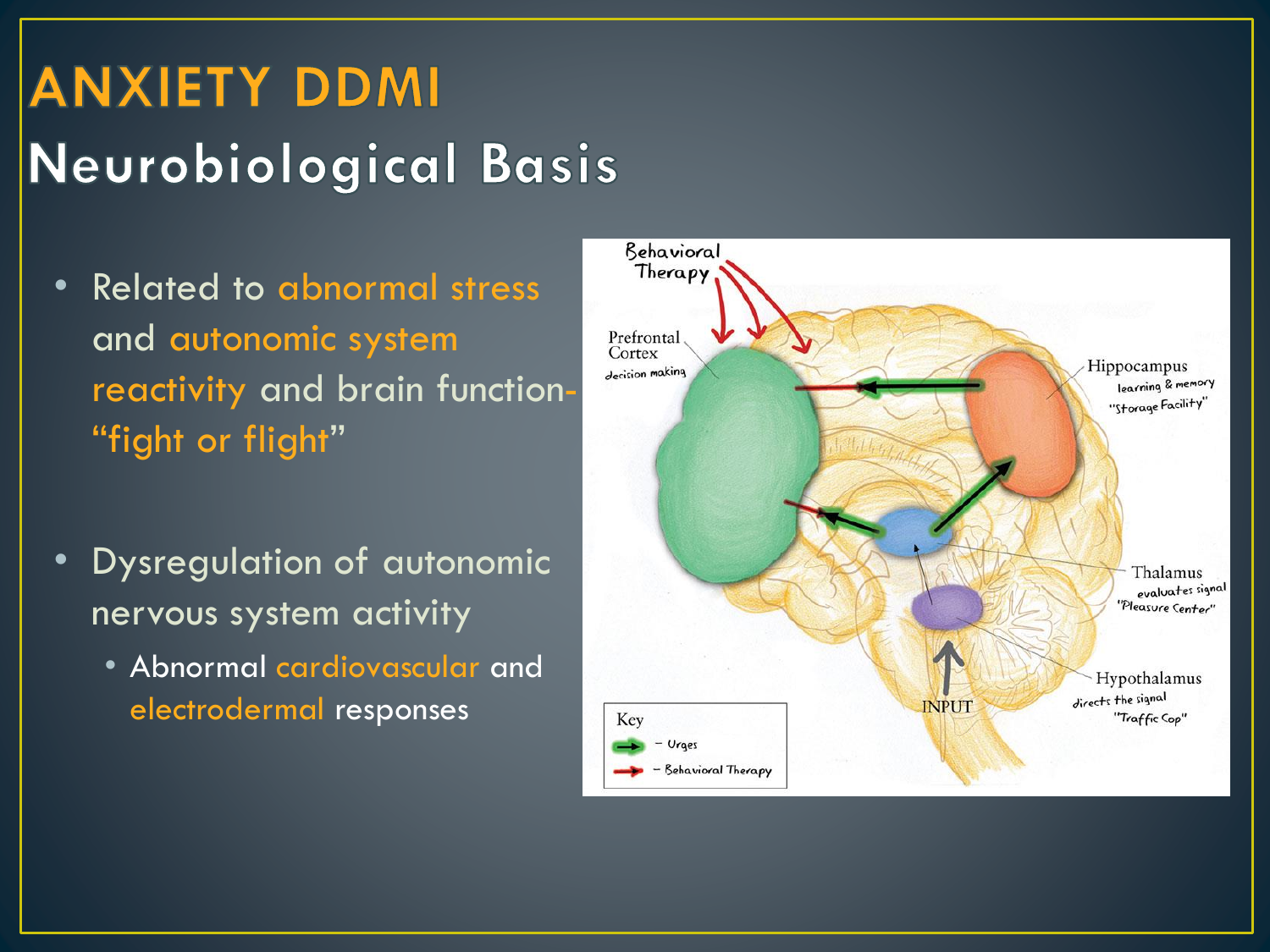# ANXIETY DDMI

## Neurobiological Basis

- Related to abnormal stress and autonomic system reactivity and brain function- "fight or flight"
- Dysregulation of autonomic nervous system activity
  - Abnormal cardiovascular and electrodermal responses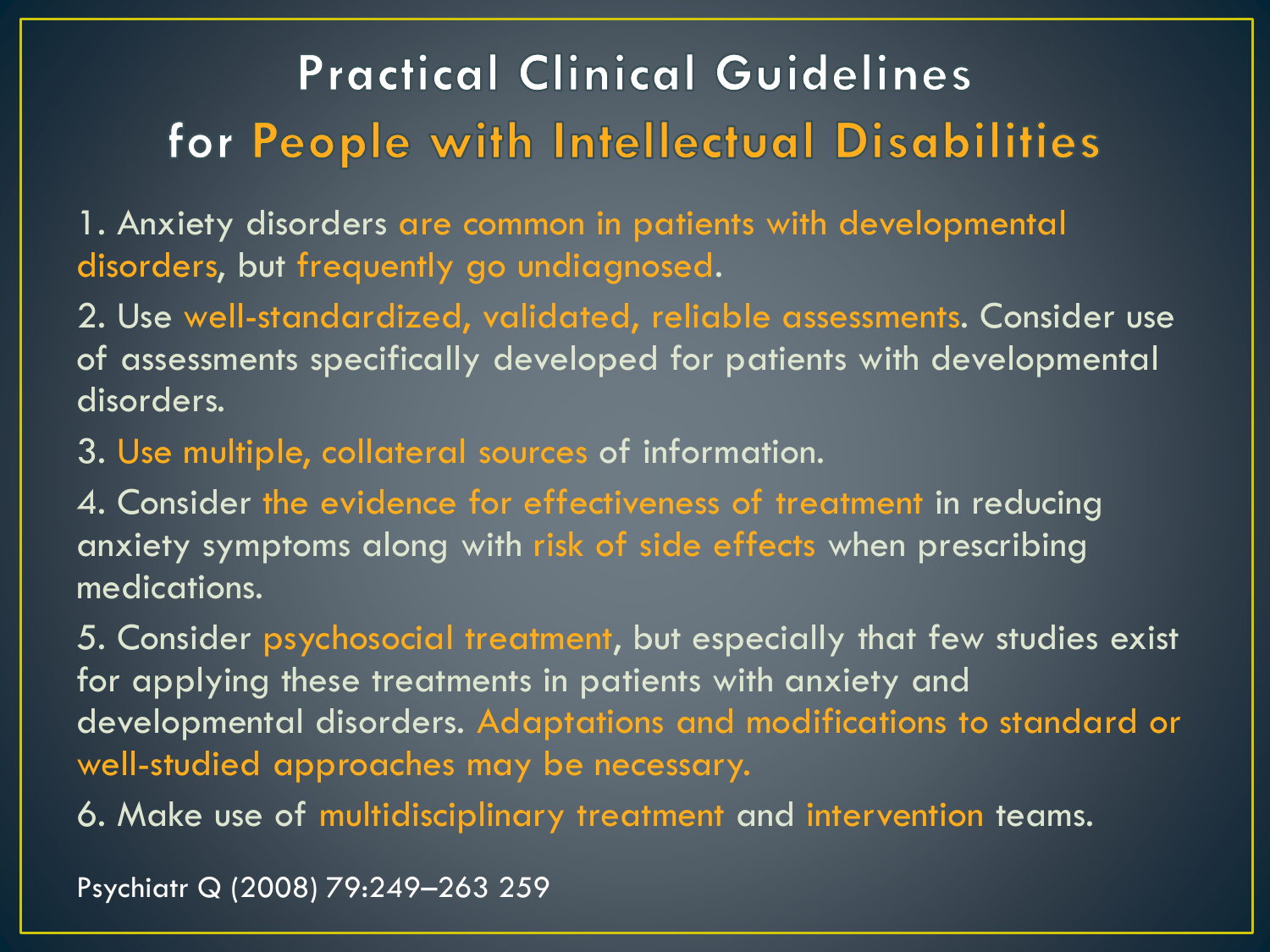# Practical Clinical Guidelines for People with Intellectual Disabilities

1. Anxiety disorders are common in patients with developmental disorders, but frequently go undiagnosed.
2. Use well-standardized, validated, reliable assessments. Consider use of assessments specifically developed for patients with developmental disorders.
3. Use multiple, collateral sources of information.
4. Consider the evidence for effectiveness of treatment in reducing anxiety symptoms along with risk of side effects when prescribing medications.
5. Consider psychosocial treatment, but especially that few studies exist for applying these treatments in patients with anxiety and developmental disorders. Adaptations and modifications to standard or well-studied approaches may be necessary.
6. Make use of multidisciplinary treatment and intervention teams.

Psychiatr Q (2008) 79:249–263 259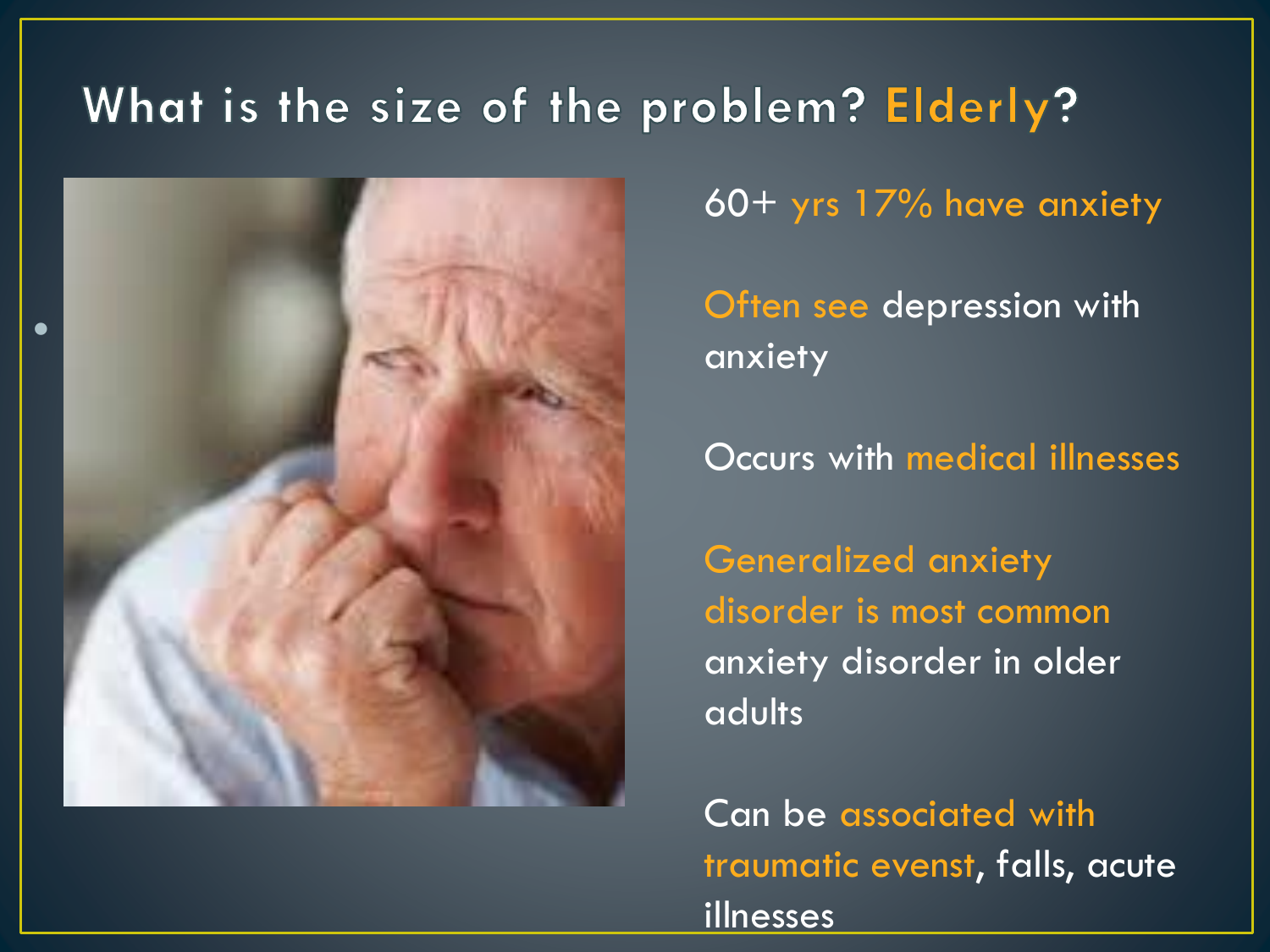# What is the size of the problem? Elderly?

60+ yrs 17% have anxiety

Often see depression with anxiety

Occurs with medical illnesses

Generalized anxiety disorder is most common anxiety disorder in older adults

Can be associated with traumatic evenst, falls, acute illnesses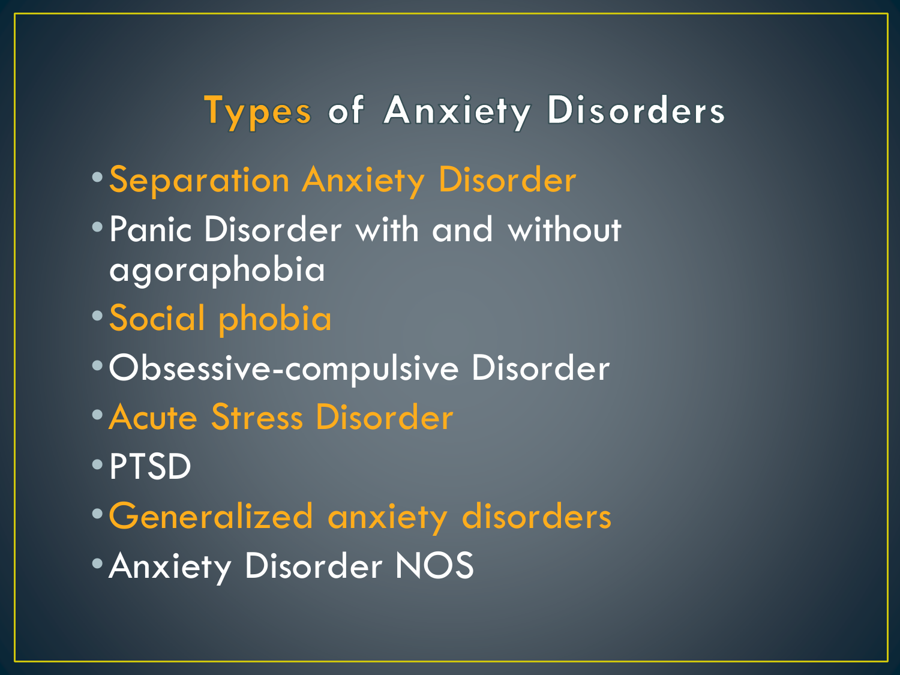# Types of Anxiety Disorders

- Separation Anxiety Disorder
- Panic Disorder with and without agoraphobia
- Social phobia
- Obsessive-compulsive Disorder
- Acute Stress Disorder
- PTSD
- Generalized anxiety disorders
- Anxiety Disorder NOS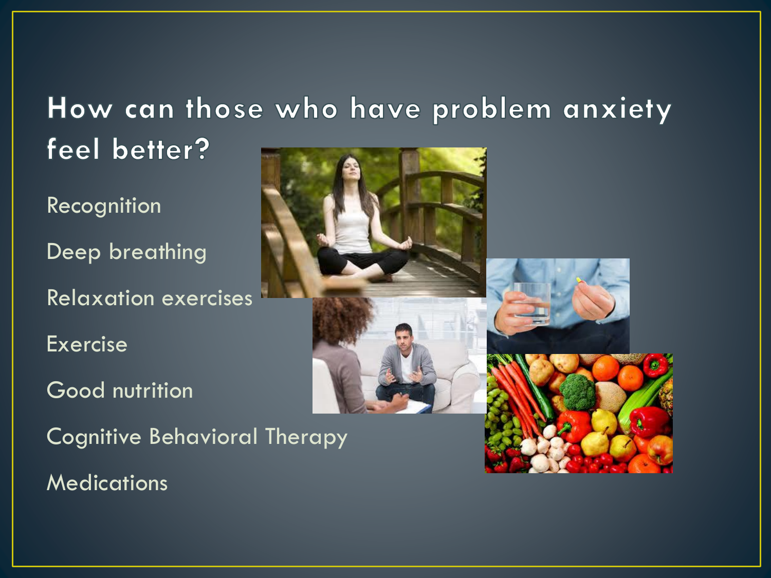# How can those who have problem anxiety feel better?

Recognition

Deep breathing

Relaxation exercises

Exercise

Good nutrition

Cognitive Behavioral Therapy

Medications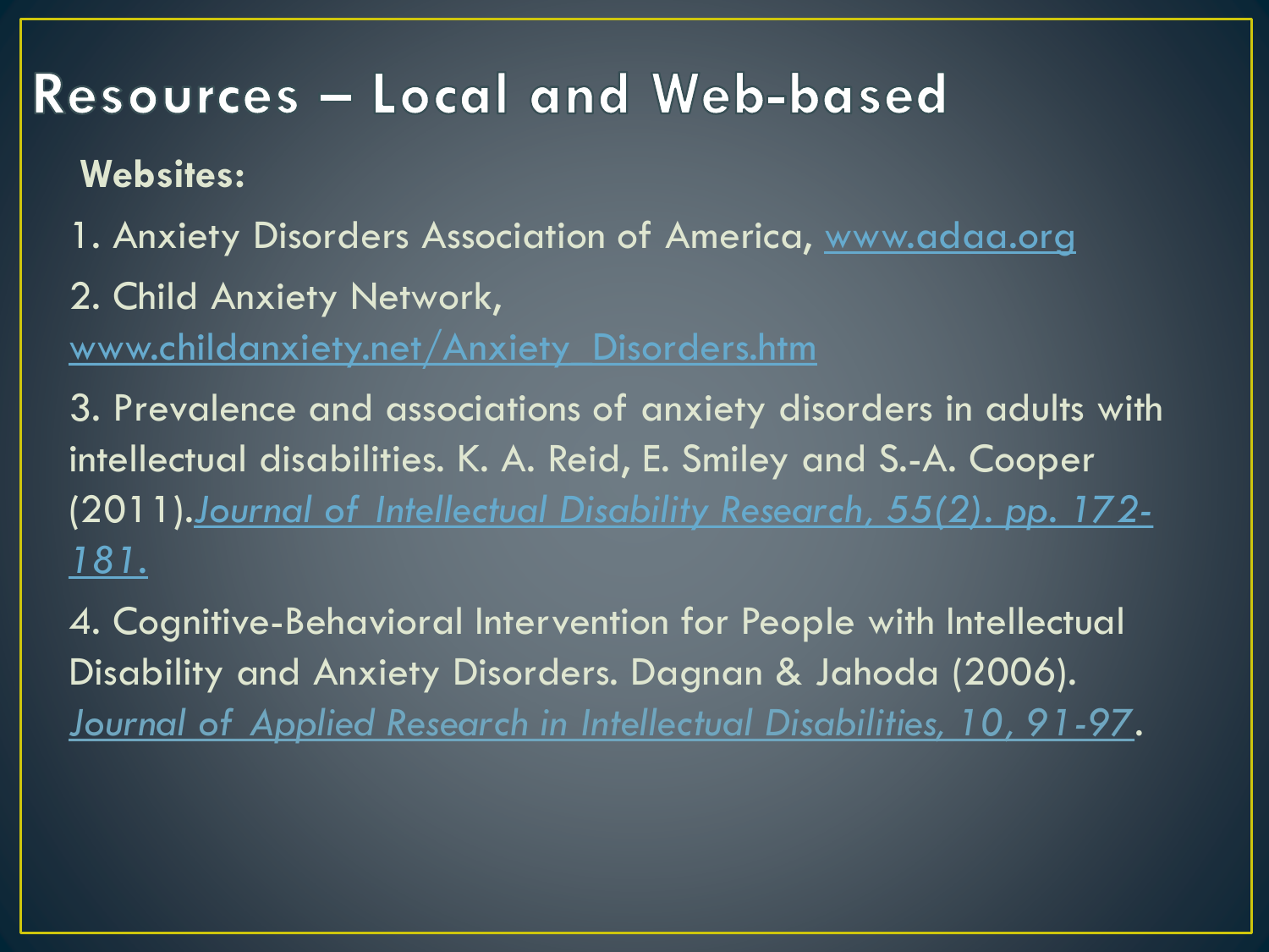# Resources – Local and Web-based

**Websites:**

1. Anxiety Disorders Association of America, www.adaa.org
2. Child Anxiety Network, www.childanxiety.net/Anxiety_Disorders.htm
3. Prevalence and associations of anxiety disorders in adults with intellectual disabilities. K. A. Reid, E. Smiley and S.-A. Cooper (2011).*Journal of Intellectual Disability Research, 55(2). pp. 172-181.*
4. Cognitive-Behavioral Intervention for People with Intellectual Disability and Anxiety Disorders. Dagnan & Jahoda (2006). *Journal of Applied Research in Intellectual Disabilities, 10, 91-97*.